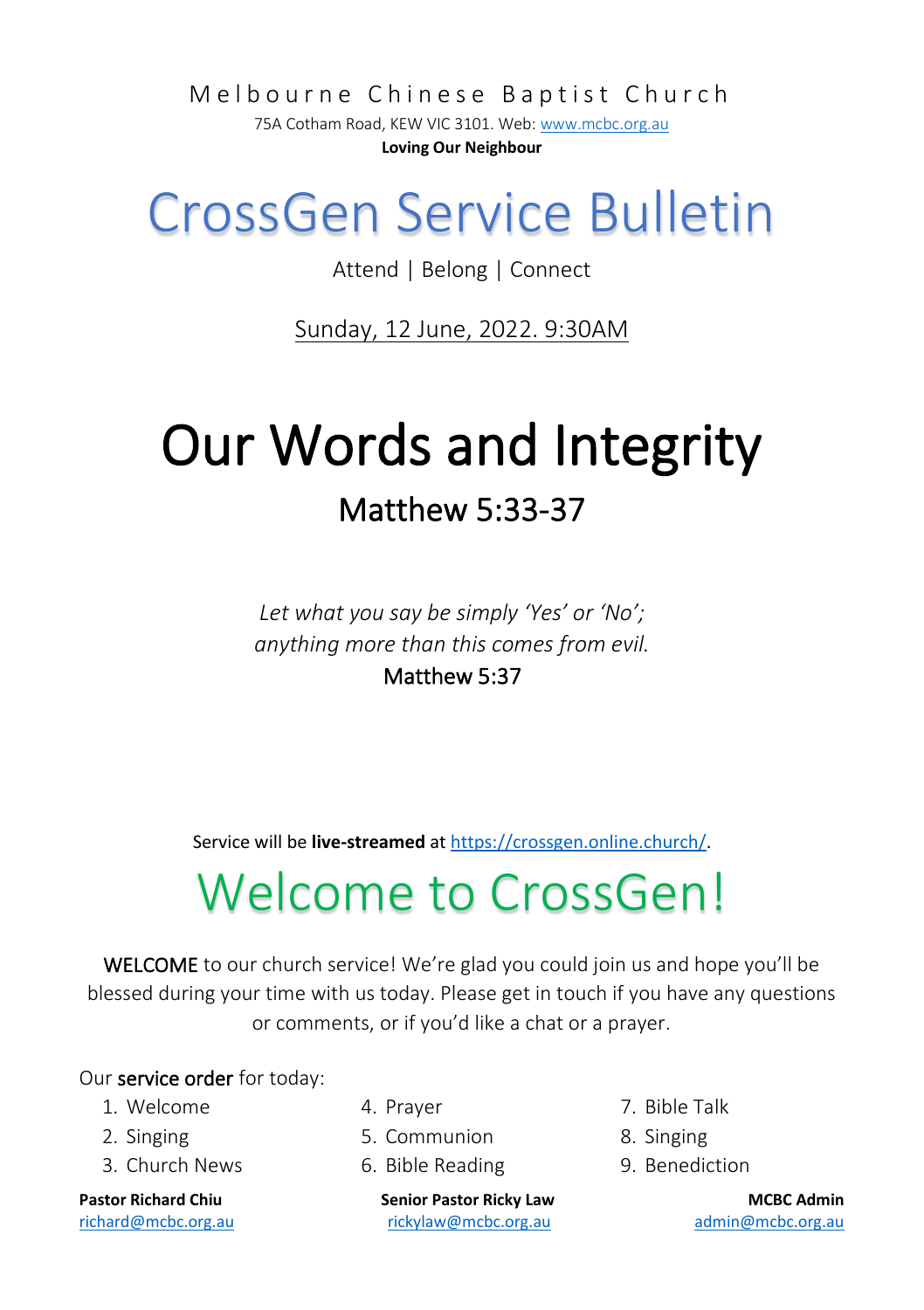Melbourne Chinese Baptist Church

75A Cotham Road, KEW VIC 3101. Web: www.mcbc.org.au

**Loving Our Neighbour**

# CrossGen Service Bulletin

Attend | Belong | Connect

Sunday, 12 June, 2022. 9:30AM

# Our Words and Integrity

## Matthew 5:33-37

*Let what you say be simply 'Yes' or 'No';*
*anything more than this comes from evil.*
Matthew 5:37

Service will be **live-streamed** at https://crossgen.online.church/.

# Welcome to CrossGen!

WELCOME to our church service! We're glad you could join us and hope you'll be blessed during your time with us today. Please get in touch if you have any questions or comments, or if you'd like a chat or a prayer.

Our service order for today:

1. Welcome
2. Singing
3. Church News
4. Prayer
5. Communion
6. Bible Reading
7. Bible Talk
8. Singing
9. Benediction

**Pastor Richard Chiu**
richard@mcbc.org.au

**Senior Pastor Ricky Law**
rickylaw@mcbc.org.au

**MCBC Admin**
admin@mcbc.org.au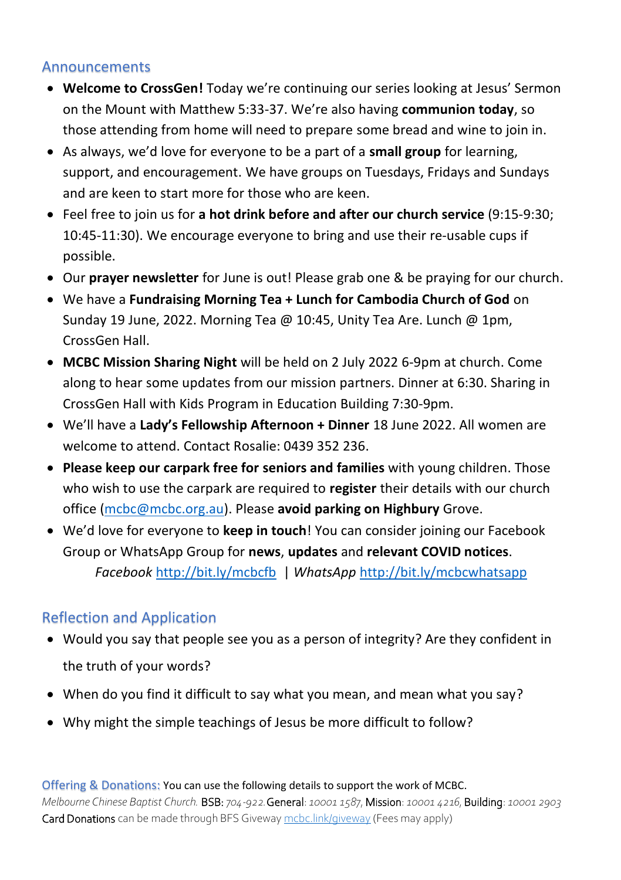## Announcements

- **Welcome to CrossGen!** Today we're continuing our series looking at Jesus' Sermon on the Mount with Matthew 5:33-37. We're also having **communion today**, so those attending from home will need to prepare some bread and wine to join in.
- As always, we'd love for everyone to be a part of a **small group** for learning, support, and encouragement. We have groups on Tuesdays, Fridays and Sundays and are keen to start more for those who are keen.
- Feel free to join us for **a hot drink before and after our church service** (9:15-9:30; 10:45-11:30). We encourage everyone to bring and use their re-usable cups if possible.
- Our **prayer newsletter** for June is out! Please grab one & be praying for our church.
- We have a **Fundraising Morning Tea + Lunch for Cambodia Church of God** on Sunday 19 June, 2022. Morning Tea @ 10:45, Unity Tea Are. Lunch @ 1pm, CrossGen Hall.
- **MCBC Mission Sharing Night** will be held on 2 July 2022 6-9pm at church. Come along to hear some updates from our mission partners. Dinner at 6:30. Sharing in CrossGen Hall with Kids Program in Education Building 7:30-9pm.
- We'll have a **Lady's Fellowship Afternoon + Dinner** 18 June 2022. All women are welcome to attend. Contact Rosalie: 0439 352 236.
- **Please keep our carpark free for seniors and families** with young children. Those who wish to use the carpark are required to **register** their details with our church office (mcbc@mcbc.org.au). Please **avoid parking on Highbury** Grove.
- We'd love for everyone to **keep in touch**! You can consider joining our Facebook Group or WhatsApp Group for **news**, **updates** and **relevant COVID notices**.
  *Facebook* http://bit.ly/mcbcfb | *WhatsApp* http://bit.ly/mcbcwhatsapp

## Reflection and Application

- Would you say that people see you as a person of integrity? Are they confident in the truth of your words?
- When do you find it difficult to say what you mean, and mean what you say?
- Why might the simple teachings of Jesus be more difficult to follow?

Offering & Donations: You can use the following details to support the work of MCBC.
*Melbourne Chinese Baptist Church.* BSB: *704-922.* General: *10001 1587*, Mission: *10001 4216*, Building: *10001 2903*
Card Donations can be made through BFS Giveway mcbc.link/giveway (Fees may apply)